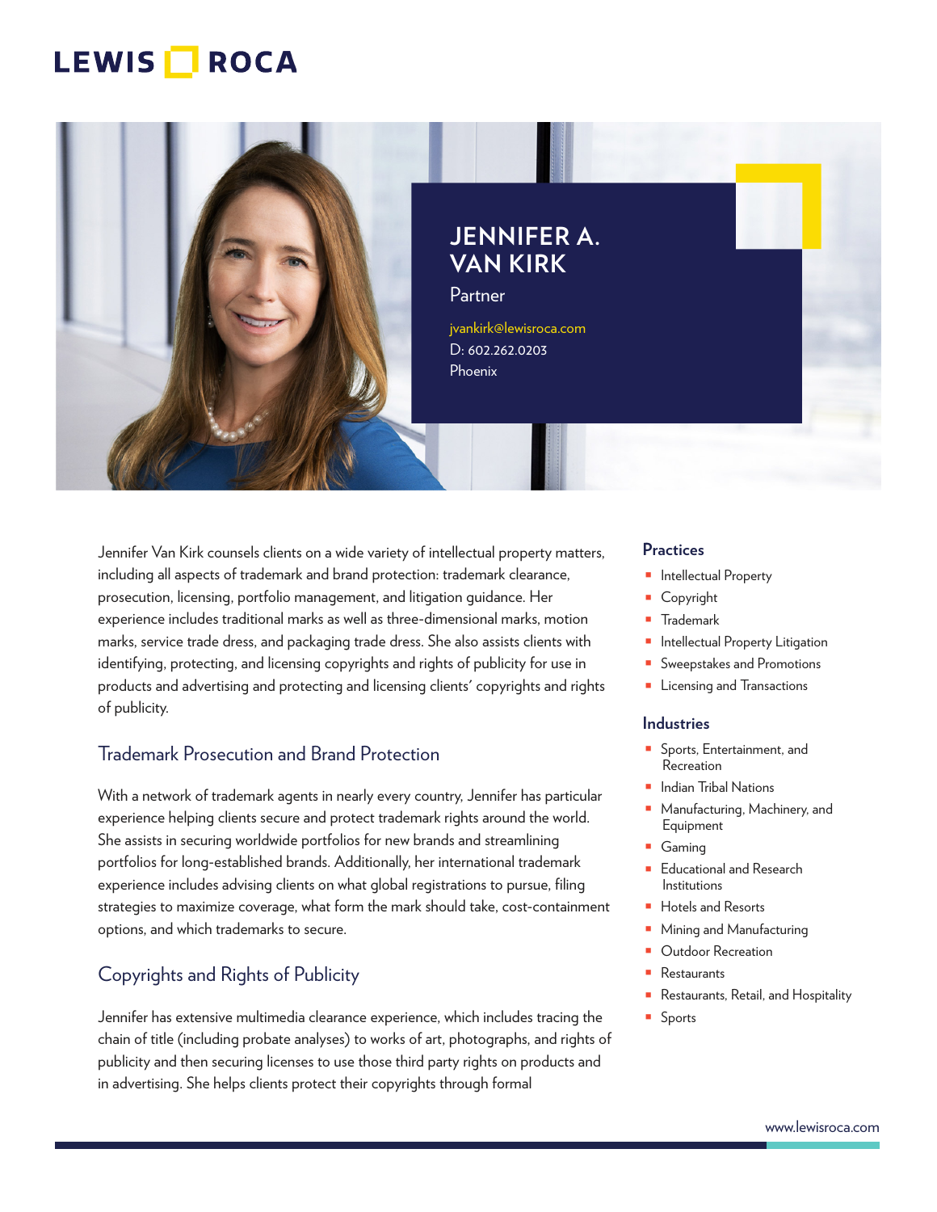# JENNIFER A. VAN KIRK

Partner

jvankirk@lewisroca.com
D: 602.262.0203
Phoenix

Jennifer Van Kirk counsels clients on a wide variety of intellectual property matters, including all aspects of trademark and brand protection: trademark clearance, prosecution, licensing, portfolio management, and litigation guidance. Her experience includes traditional marks as well as three-dimensional marks, motion marks, service trade dress, and packaging trade dress. She also assists clients with identifying, protecting, and licensing copyrights and rights of publicity for use in products and advertising and protecting and licensing clients' copyrights and rights of publicity.

## Trademark Prosecution and Brand Protection

With a network of trademark agents in nearly every country, Jennifer has particular experience helping clients secure and protect trademark rights around the world. She assists in securing worldwide portfolios for new brands and streamlining portfolios for long-established brands. Additionally, her international trademark experience includes advising clients on what global registrations to pursue, filing strategies to maximize coverage, what form the mark should take, cost-containment options, and which trademarks to secure.

## Copyrights and Rights of Publicity

Jennifer has extensive multimedia clearance experience, which includes tracing the chain of title (including probate analyses) to works of art, photographs, and rights of publicity and then securing licenses to use those third party rights on products and in advertising. She helps clients protect their copyrights through formal

### Practices

- Intellectual Property
- Copyright
- Trademark
- Intellectual Property Litigation
- Sweepstakes and Promotions
- Licensing and Transactions

### Industries

- Sports, Entertainment, and Recreation
- Indian Tribal Nations
- Manufacturing, Machinery, and Equipment
- Gaming
- Educational and Research Institutions
- Hotels and Resorts
- Mining and Manufacturing
- Outdoor Recreation
- Restaurants
- Restaurants, Retail, and Hospitality
- Sports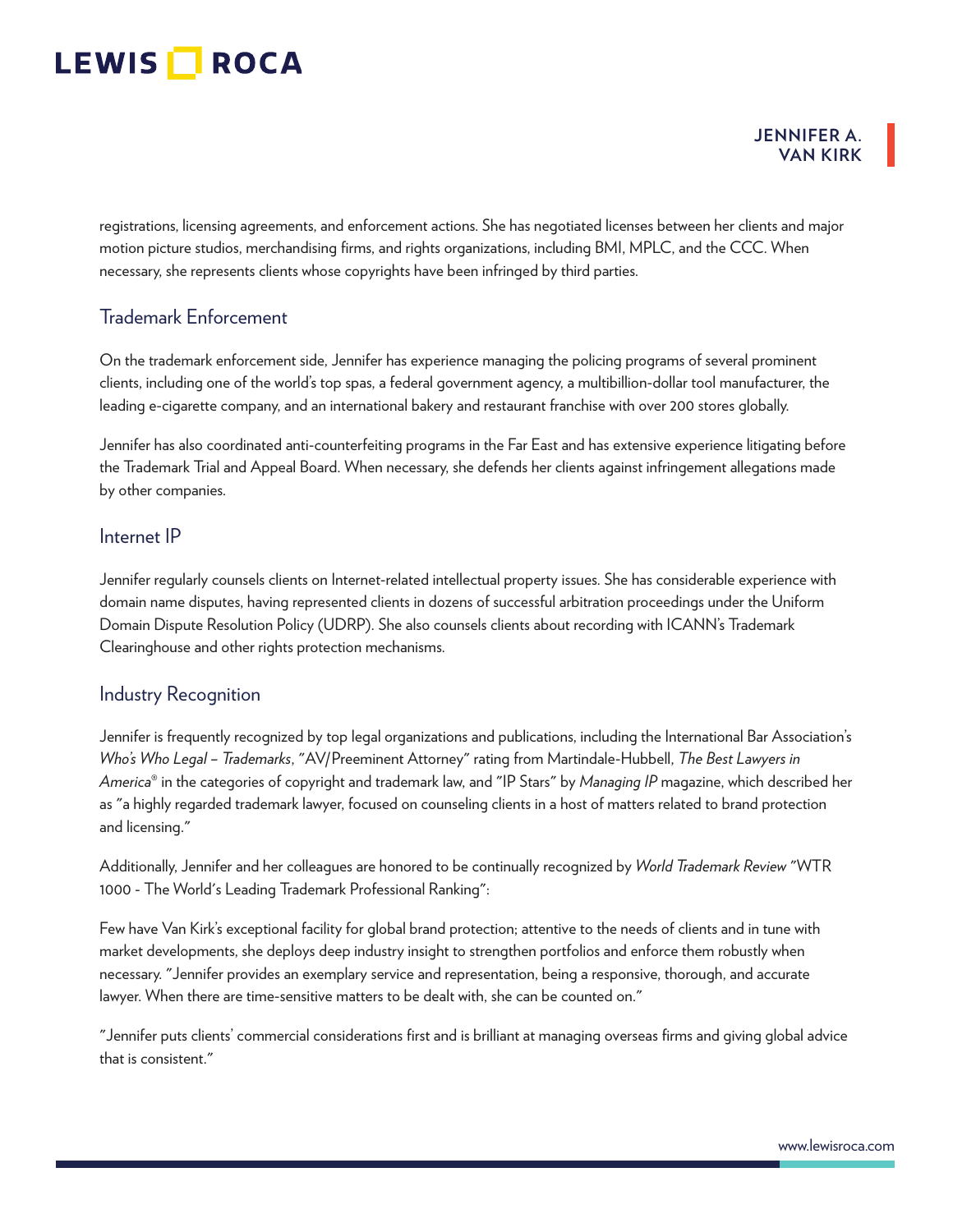registrations, licensing agreements, and enforcement actions. She has negotiated licenses between her clients and major motion picture studios, merchandising firms, and rights organizations, including BMI, MPLC, and the CCC. When necessary, she represents clients whose copyrights have been infringed by third parties.

## Trademark Enforcement

On the trademark enforcement side, Jennifer has experience managing the policing programs of several prominent clients, including one of the world's top spas, a federal government agency, a multibillion-dollar tool manufacturer, the leading e-cigarette company, and an international bakery and restaurant franchise with over 200 stores globally.

Jennifer has also coordinated anti-counterfeiting programs in the Far East and has extensive experience litigating before the Trademark Trial and Appeal Board. When necessary, she defends her clients against infringement allegations made by other companies.

## Internet IP

Jennifer regularly counsels clients on Internet-related intellectual property issues. She has considerable experience with domain name disputes, having represented clients in dozens of successful arbitration proceedings under the Uniform Domain Dispute Resolution Policy (UDRP). She also counsels clients about recording with ICANN's Trademark Clearinghouse and other rights protection mechanisms.

## Industry Recognition

Jennifer is frequently recognized by top legal organizations and publications, including the International Bar Association's *Who's Who Legal – Trademarks*, "AV/Preeminent Attorney" rating from Martindale-Hubbell, *The Best Lawyers in America*® in the categories of copyright and trademark law, and "IP Stars" by *Managing IP* magazine, which described her as "a highly regarded trademark lawyer, focused on counseling clients in a host of matters related to brand protection and licensing."

Additionally, Jennifer and her colleagues are honored to be continually recognized by *World Trademark Review* "WTR 1000 - The World's Leading Trademark Professional Ranking":

Few have Van Kirk's exceptional facility for global brand protection; attentive to the needs of clients and in tune with market developments, she deploys deep industry insight to strengthen portfolios and enforce them robustly when necessary. "Jennifer provides an exemplary service and representation, being a responsive, thorough, and accurate lawyer. When there are time-sensitive matters to be dealt with, she can be counted on."

"Jennifer puts clients' commercial considerations first and is brilliant at managing overseas firms and giving global advice that is consistent."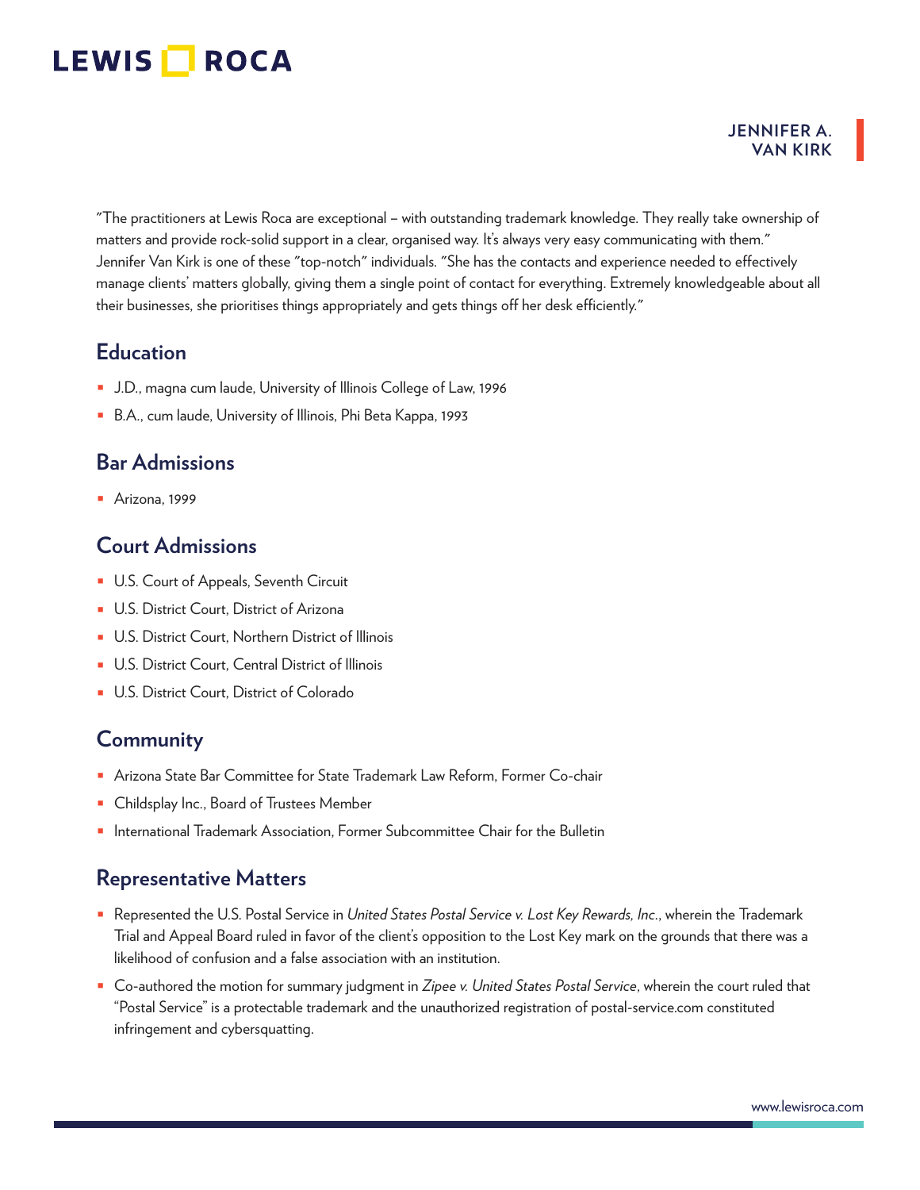"The practitioners at Lewis Roca are exceptional – with outstanding trademark knowledge. They really take ownership of matters and provide rock-solid support in a clear, organised way. It's always very easy communicating with them." Jennifer Van Kirk is one of these "top-notch" individuals. "She has the contacts and experience needed to effectively manage clients' matters globally, giving them a single point of contact for everything. Extremely knowledgeable about all their businesses, she prioritises things appropriately and gets things off her desk efficiently."

## Education

- J.D., magna cum laude, University of Illinois College of Law, 1996
- B.A., cum laude, University of Illinois, Phi Beta Kappa, 1993

## Bar Admissions

- Arizona, 1999

## Court Admissions

- U.S. Court of Appeals, Seventh Circuit
- U.S. District Court, District of Arizona
- U.S. District Court, Northern District of Illinois
- U.S. District Court, Central District of Illinois
- U.S. District Court, District of Colorado

## Community

- Arizona State Bar Committee for State Trademark Law Reform, Former Co-chair
- Childsplay Inc., Board of Trustees Member
- International Trademark Association, Former Subcommittee Chair for the Bulletin

## Representative Matters

- Represented the U.S. Postal Service in *United States Postal Service v. Lost Key Rewards, Inc.*, wherein the Trademark Trial and Appeal Board ruled in favor of the client's opposition to the Lost Key mark on the grounds that there was a likelihood of confusion and a false association with an institution.
- Co-authored the motion for summary judgment in *Zipee v. United States Postal Service*, wherein the court ruled that "Postal Service" is a protectable trademark and the unauthorized registration of postal-service.com constituted infringement and cybersquatting.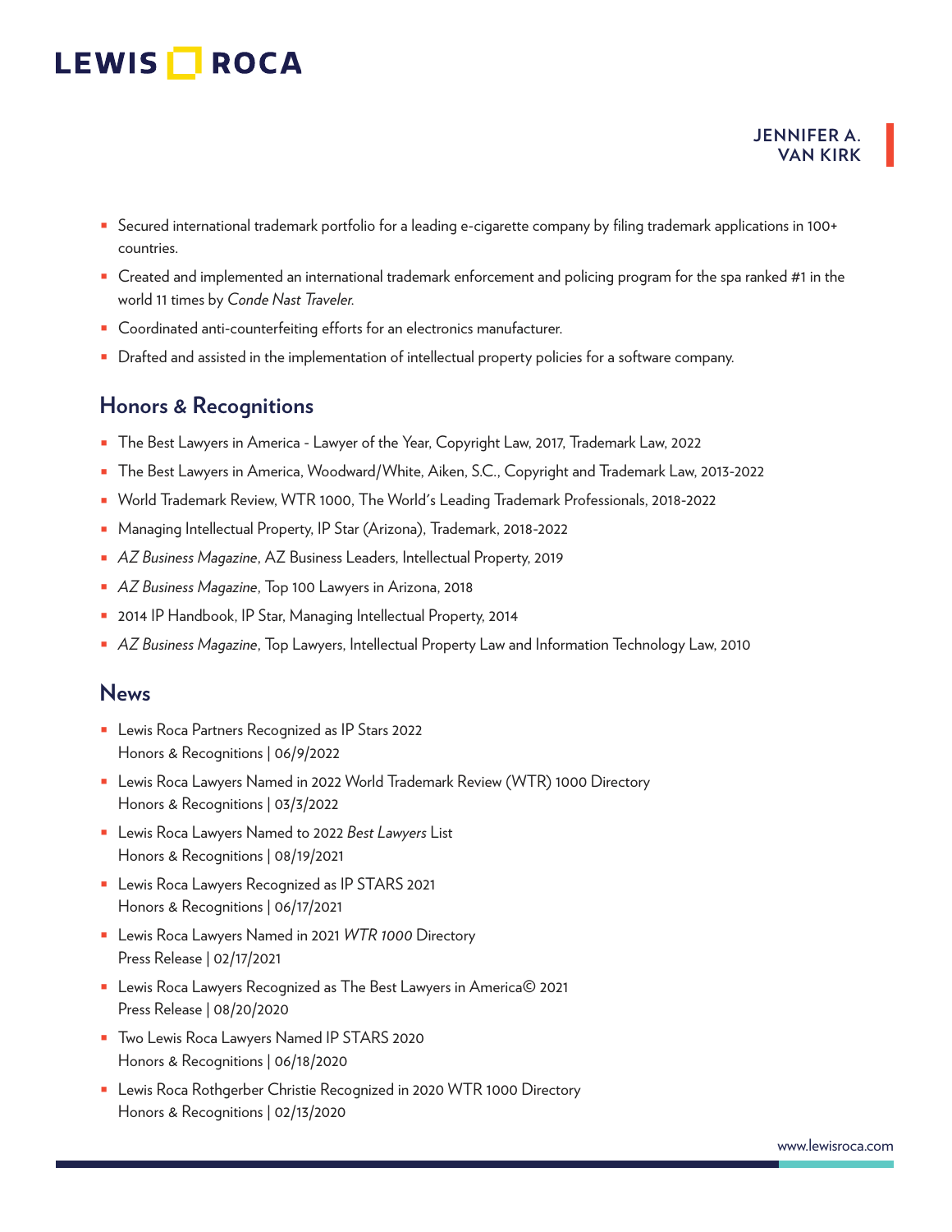- Secured international trademark portfolio for a leading e-cigarette company by filing trademark applications in 100+ countries.
- Created and implemented an international trademark enforcement and policing program for the spa ranked #1 in the world 11 times by *Conde Nast Traveler.*
- Coordinated anti-counterfeiting efforts for an electronics manufacturer.
- Drafted and assisted in the implementation of intellectual property policies for a software company.

## Honors & Recognitions

- The Best Lawyers in America - Lawyer of the Year, Copyright Law, 2017, Trademark Law, 2022
- The Best Lawyers in America, Woodward/White, Aiken, S.C., Copyright and Trademark Law, 2013-2022
- World Trademark Review, WTR 1000, The World's Leading Trademark Professionals, 2018-2022
- Managing Intellectual Property, IP Star (Arizona), Trademark, 2018-2022
- *AZ Business Magazine*, AZ Business Leaders, Intellectual Property, 2019
- *AZ Business Magazine*, Top 100 Lawyers in Arizona, 2018
- 2014 IP Handbook, IP Star, Managing Intellectual Property, 2014
- *AZ Business Magazine*, Top Lawyers, Intellectual Property Law and Information Technology Law, 2010

## News

- Lewis Roca Partners Recognized as IP Stars 2022
  Honors & Recognitions | 06/9/2022
- Lewis Roca Lawyers Named in 2022 World Trademark Review (WTR) 1000 Directory
  Honors & Recognitions | 03/3/2022
- Lewis Roca Lawyers Named to 2022 *Best Lawyers* List
  Honors & Recognitions | 08/19/2021
- Lewis Roca Lawyers Recognized as IP STARS 2021
  Honors & Recognitions | 06/17/2021
- Lewis Roca Lawyers Named in 2021 *WTR 1000* Directory
  Press Release | 02/17/2021
- Lewis Roca Lawyers Recognized as The Best Lawyers in America© 2021
  Press Release | 08/20/2020
- Two Lewis Roca Lawyers Named IP STARS 2020
  Honors & Recognitions | 06/18/2020
- Lewis Roca Rothgerber Christie Recognized in 2020 WTR 1000 Directory
  Honors & Recognitions | 02/13/2020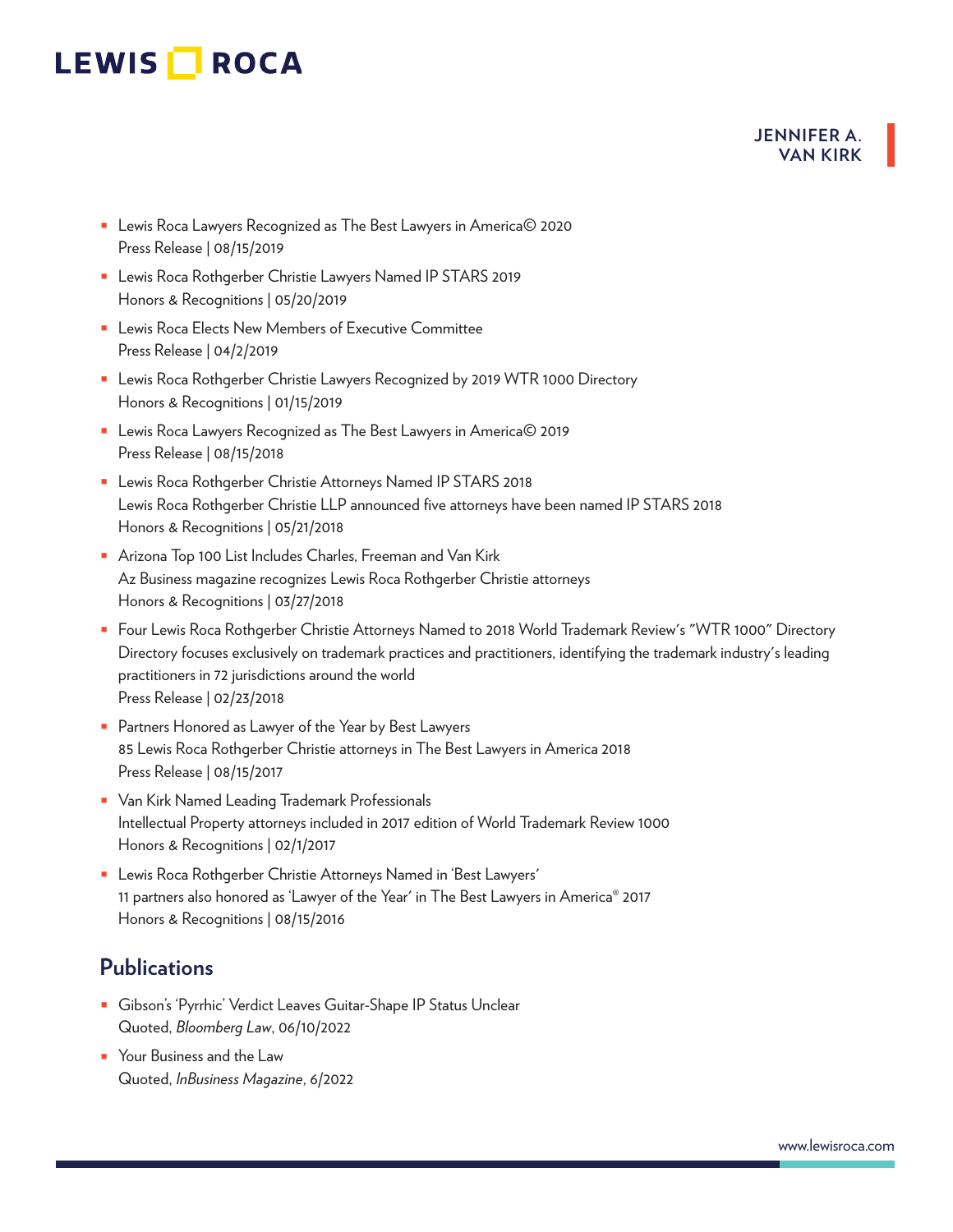- Lewis Roca Lawyers Recognized as The Best Lawyers in America© 2020
  Press Release | 08/15/2019
- Lewis Roca Rothgerber Christie Lawyers Named IP STARS 2019
  Honors & Recognitions | 05/20/2019
- Lewis Roca Elects New Members of Executive Committee
  Press Release | 04/2/2019
- Lewis Roca Rothgerber Christie Lawyers Recognized by 2019 WTR 1000 Directory
  Honors & Recognitions | 01/15/2019
- Lewis Roca Lawyers Recognized as The Best Lawyers in America© 2019
  Press Release | 08/15/2018
- Lewis Roca Rothgerber Christie Attorneys Named IP STARS 2018
  Lewis Roca Rothgerber Christie LLP announced five attorneys have been named IP STARS 2018
  Honors & Recognitions | 05/21/2018
- Arizona Top 100 List Includes Charles, Freeman and Van Kirk
  Az Business magazine recognizes Lewis Roca Rothgerber Christie attorneys
  Honors & Recognitions | 03/27/2018
- Four Lewis Roca Rothgerber Christie Attorneys Named to 2018 World Trademark Review's "WTR 1000" Directory
  Directory focuses exclusively on trademark practices and practitioners, identifying the trademark industry's leading practitioners in 72 jurisdictions around the world
  Press Release | 02/23/2018
- Partners Honored as Lawyer of the Year by Best Lawyers
  85 Lewis Roca Rothgerber Christie attorneys in The Best Lawyers in America 2018
  Press Release | 08/15/2017
- Van Kirk Named Leading Trademark Professionals
  Intellectual Property attorneys included in 2017 edition of World Trademark Review 1000
  Honors & Recognitions | 02/1/2017
- Lewis Roca Rothgerber Christie Attorneys Named in 'Best Lawyers'
  11 partners also honored as 'Lawyer of the Year' in The Best Lawyers in America® 2017
  Honors & Recognitions | 08/15/2016

## Publications

- Gibson's 'Pyrrhic' Verdict Leaves Guitar-Shape IP Status Unclear
  Quoted, *Bloomberg Law*, 06/10/2022
- Your Business and the Law
  Quoted, *InBusiness Magazine*, 6/2022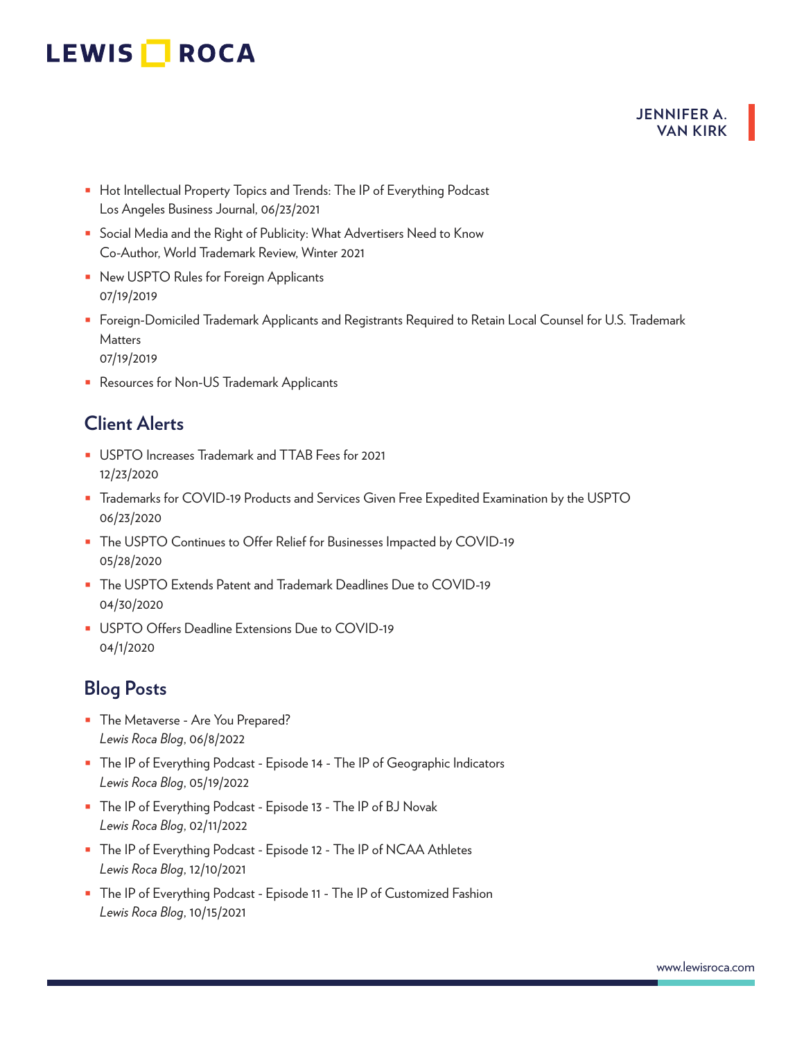- Hot Intellectual Property Topics and Trends: The IP of Everything Podcast
  Los Angeles Business Journal, 06/23/2021
- Social Media and the Right of Publicity: What Advertisers Need to Know
  Co-Author, World Trademark Review, Winter 2021
- New USPTO Rules for Foreign Applicants
  07/19/2019
- Foreign-Domiciled Trademark Applicants and Registrants Required to Retain Local Counsel for U.S. Trademark Matters
  07/19/2019
- Resources for Non-US Trademark Applicants

## Client Alerts

- USPTO Increases Trademark and TTAB Fees for 2021
  12/23/2020
- Trademarks for COVID-19 Products and Services Given Free Expedited Examination by the USPTO
  06/23/2020
- The USPTO Continues to Offer Relief for Businesses Impacted by COVID-19
  05/28/2020
- The USPTO Extends Patent and Trademark Deadlines Due to COVID-19
  04/30/2020
- USPTO Offers Deadline Extensions Due to COVID-19
  04/1/2020

## Blog Posts

- The Metaverse - Are You Prepared?
  *Lewis Roca Blog*, 06/8/2022
- The IP of Everything Podcast - Episode 14 - The IP of Geographic Indicators
  *Lewis Roca Blog*, 05/19/2022
- The IP of Everything Podcast - Episode 13 - The IP of BJ Novak
  *Lewis Roca Blog*, 02/11/2022
- The IP of Everything Podcast - Episode 12 - The IP of NCAA Athletes
  *Lewis Roca Blog*, 12/10/2021
- The IP of Everything Podcast - Episode 11 - The IP of Customized Fashion
  *Lewis Roca Blog*, 10/15/2021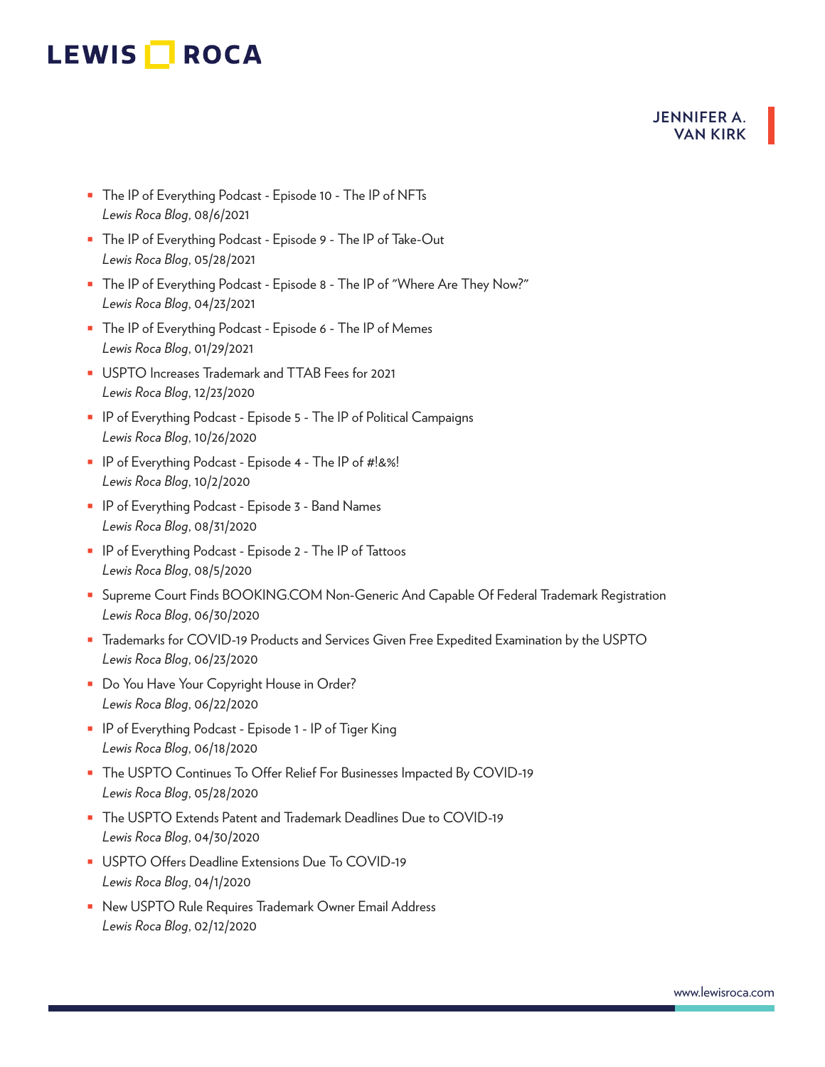- The IP of Everything Podcast - Episode 10 - The IP of NFTs
  *Lewis Roca Blog*, 08/6/2021
- The IP of Everything Podcast - Episode 9 - The IP of Take-Out
  *Lewis Roca Blog*, 05/28/2021
- The IP of Everything Podcast - Episode 8 - The IP of "Where Are They Now?"
  *Lewis Roca Blog*, 04/23/2021
- The IP of Everything Podcast - Episode 6 - The IP of Memes
  *Lewis Roca Blog*, 01/29/2021
- USPTO Increases Trademark and TTAB Fees for 2021
  *Lewis Roca Blog*, 12/23/2020
- IP of Everything Podcast - Episode 5 - The IP of Political Campaigns
  *Lewis Roca Blog*, 10/26/2020
- IP of Everything Podcast - Episode 4 - The IP of #!&%!
  *Lewis Roca Blog*, 10/2/2020
- IP of Everything Podcast - Episode 3 - Band Names
  *Lewis Roca Blog*, 08/31/2020
- IP of Everything Podcast - Episode 2 - The IP of Tattoos
  *Lewis Roca Blog*, 08/5/2020
- Supreme Court Finds BOOKING.COM Non-Generic And Capable Of Federal Trademark Registration
  *Lewis Roca Blog*, 06/30/2020
- Trademarks for COVID-19 Products and Services Given Free Expedited Examination by the USPTO
  *Lewis Roca Blog*, 06/23/2020
- Do You Have Your Copyright House in Order?
  *Lewis Roca Blog*, 06/22/2020
- IP of Everything Podcast - Episode 1 - IP of Tiger King
  *Lewis Roca Blog*, 06/18/2020
- The USPTO Continues To Offer Relief For Businesses Impacted By COVID-19
  *Lewis Roca Blog*, 05/28/2020
- The USPTO Extends Patent and Trademark Deadlines Due to COVID-19
  *Lewis Roca Blog*, 04/30/2020
- USPTO Offers Deadline Extensions Due To COVID-19
  *Lewis Roca Blog*, 04/1/2020
- New USPTO Rule Requires Trademark Owner Email Address
  *Lewis Roca Blog*, 02/12/2020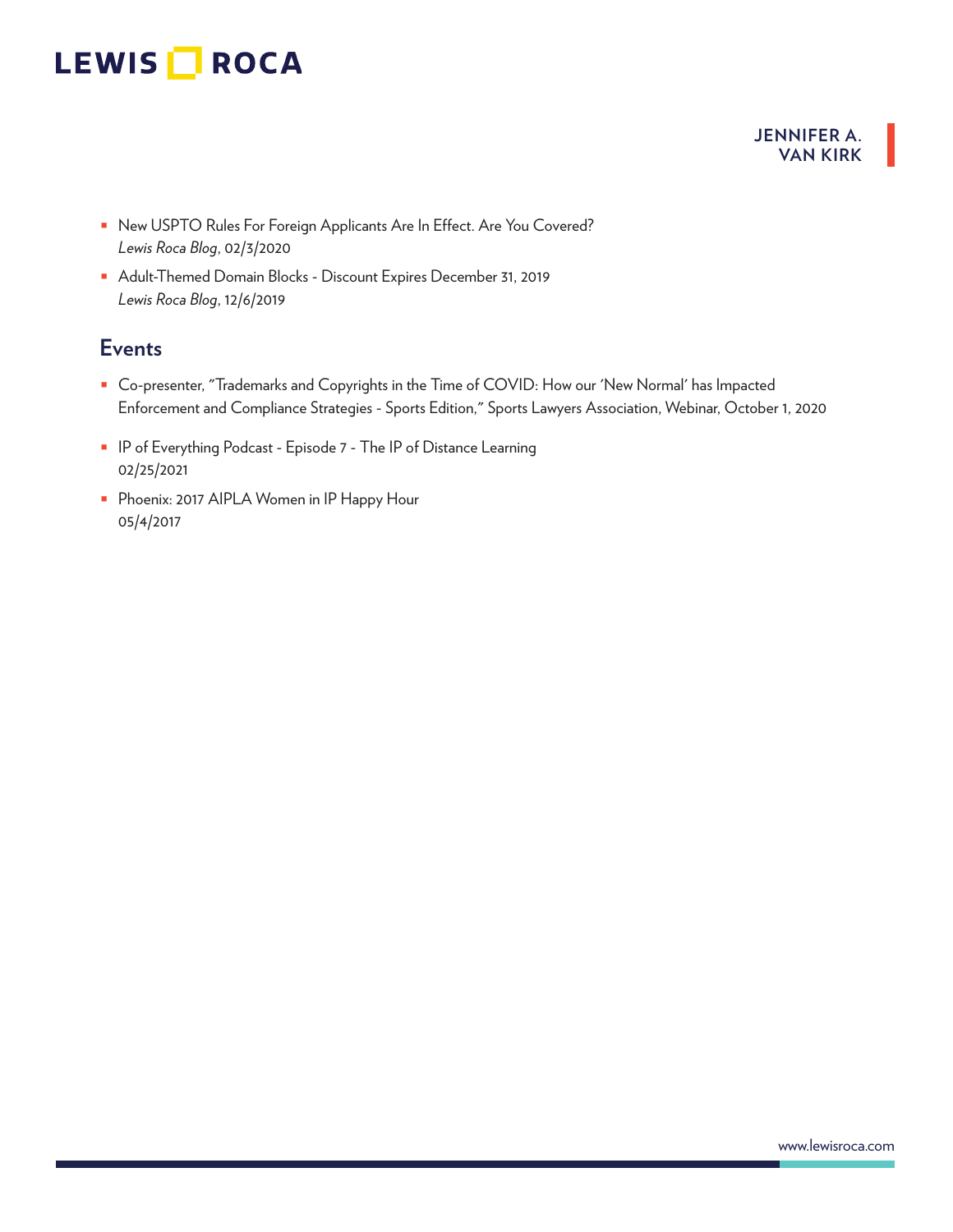- New USPTO Rules For Foreign Applicants Are In Effect. Are You Covered?
  *Lewis Roca Blog*, 02/3/2020
- Adult-Themed Domain Blocks - Discount Expires December 31, 2019
  *Lewis Roca Blog*, 12/6/2019

## Events

- Co-presenter, "Trademarks and Copyrights in the Time of COVID: How our 'New Normal' has Impacted Enforcement and Compliance Strategies - Sports Edition," Sports Lawyers Association, Webinar, October 1, 2020
- IP of Everything Podcast - Episode 7 - The IP of Distance Learning
  02/25/2021
- Phoenix: 2017 AIPLA Women in IP Happy Hour
  05/4/2017